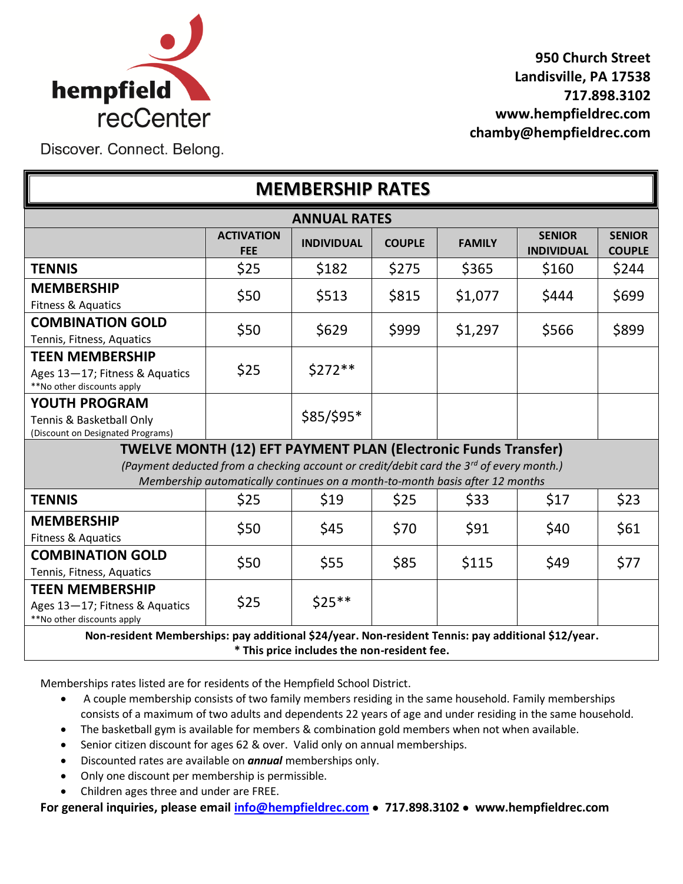**hempfield recCenter**

Discover. Connect. Belong.

**950 Church Street**
**Landisville, PA 17538**
**717.898.3102**
**www.hempfieldrec.com**
**chamby@hempfieldrec.com**

# MEMBERSHIP RATES

| ANNUAL RATES | | | | | | |
|---|---|---|---|---|---|---|
| | **ACTIVATION FEE** | **INDIVIDUAL** | **COUPLE** | **FAMILY** | **SENIOR INDIVIDUAL** | **SENIOR COUPLE** |
| **TENNIS** | $25 | $182 | $275 | $365 | $160 | $244 |
| **MEMBERSHIP** Fitness & Aquatics | $50 | $513 | $815 | $1,077 | $444 | $699 |
| **COMBINATION GOLD** Tennis, Fitness, Aquatics | $50 | $629 | $999 | $1,297 | $566 | $899 |
| **TEEN MEMBERSHIP** Ages 13—17; Fitness & Aquatics **No other discounts apply | $25 | $272** | | | | |
| **YOUTH PROGRAM** Tennis & Basketball Only (Discount on Designated Programs) | | $85/$95* | | | | |
| **TWELVE MONTH (12) EFT PAYMENT PLAN (Electronic Funds Transfer)** *(Payment deducted from a checking account or credit/debit card the 3rd of every month.) Membership automatically continues on a month-to-month basis after 12 months* | | | | | | |
| **TENNIS** | $25 | $19 | $25 | $33 | $17 | $23 |
| **MEMBERSHIP** Fitness & Aquatics | $50 | $45 | $70 | $91 | $40 | $61 |
| **COMBINATION GOLD** Tennis, Fitness, Aquatics | $50 | $55 | $85 | $115 | $49 | $77 |
| **TEEN MEMBERSHIP** Ages 13—17; Fitness & Aquatics **No other discounts apply | $25 | $25** | | | | |

**Non-resident Memberships: pay additional $24/year. Non-resident Tennis: pay additional $12/year.**
**\* This price includes the non-resident fee.**

Memberships rates listed are for residents of the Hempfield School District.

- A couple membership consists of two family members residing in the same household. Family memberships consists of a maximum of two adults and dependents 22 years of age and under residing in the same household.
- The basketball gym is available for members & combination gold members when not when available.
- Senior citizen discount for ages 62 & over. Valid only on annual memberships.
- Discounted rates are available on ***annual*** memberships only.
- Only one discount per membership is permissible.
- Children ages three and under are FREE.

**For general inquiries, please email info@hempfieldrec.com • 717.898.3102 • www.hempfieldrec.com**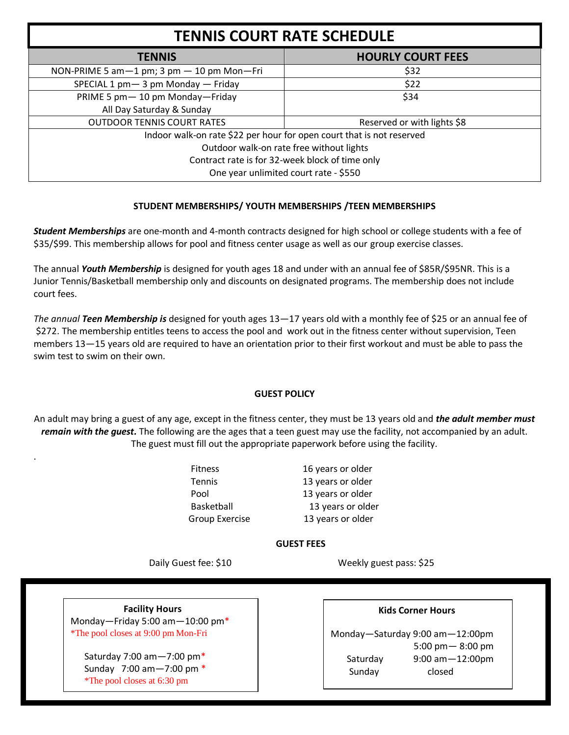# TENNIS COURT RATE SCHEDULE

| TENNIS | HOURLY COURT FEES |
|---|---|
| NON-PRIME 5 am—1 pm; 3 pm — 10 pm Mon—Fri | $32 |
| SPECIAL 1 pm— 3 pm Monday — Friday | $22 |
| PRIME 5 pm— 10 pm Monday—Friday<br>All Day Saturday & Sunday | $34 |
| OUTDOOR TENNIS COURT RATES | Reserved or with lights $8 |
| Indoor walk-on rate $22 per hour for open court that is not reserved | |
| Outdoor walk-on rate free without lights | |
| Contract rate is for 32-week block of time only | |
| One year unlimited court rate - $550 | |

### STUDENT MEMBERSHIPS/ YOUTH MEMBERSHIPS /TEEN MEMBERSHIPS

***Student Memberships*** are one-month and 4-month contracts designed for high school or college students with a fee of $35/$99. This membership allows for pool and fitness center usage as well as our group exercise classes.

The annual ***Youth Membership*** is designed for youth ages 18 and under with an annual fee of $85R/$95NR. This is a Junior Tennis/Basketball membership only and discounts on designated programs. The membership does not include court fees.

*The annual* ***Teen Membership is*** designed for youth ages 13—17 years old with a monthly fee of $25 or an annual fee of $272. The membership entitles teens to access the pool and work out in the fitness center without supervision, Teen members 13—15 years old are required to have an orientation prior to their first workout and must be able to pass the swim test to swim on their own.

### GUEST POLICY

An adult may bring a guest of any age, except in the fitness center, they must be 13 years old and ***the adult member must remain with the guest.*** The following are the ages that a teen guest may use the facility, not accompanied by an adult. The guest must fill out the appropriate paperwork before using the facility.

| | |
|---|---|
| Fitness | 16 years or older |
| Tennis | 13 years or older |
| Pool | 13 years or older |
| Basketball | 13 years or older |
| Group Exercise | 13 years or older |

### GUEST FEES

Daily Guest fee: $10

Weekly guest pass: $25

**Facility Hours**

Monday—Friday 5:00 am—10:00 pm*

*The pool closes at 9:00 pm Mon-Fri

Saturday 7:00 am—7:00 pm*

Sunday 7:00 am—7:00 pm *

*The pool closes at 6:30 pm

**Kids Corner Hours**

| | |
|---|---|
| Monday—Saturday | 9:00 am—12:00pm<br>5:00 pm— 8:00 pm |
| Saturday | 9:00 am—12:00pm |
| Sunday | closed |